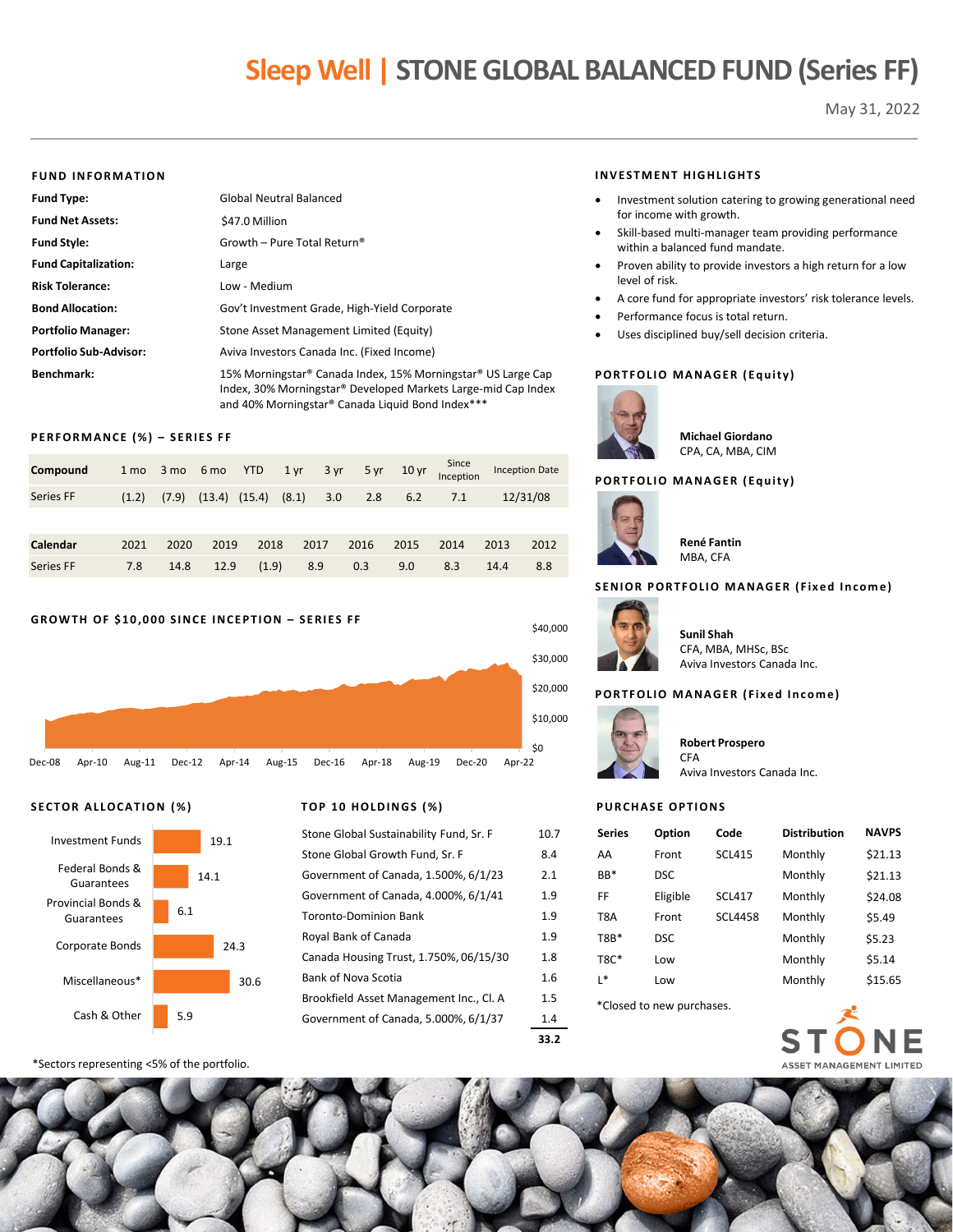# Sleep Well | STONE GLOBAL BALANCED FUND (Series FF)

May 31, 2022

## FUND INFORMATION

| | |
|---|---|
| **Fund Type:** | Global Neutral Balanced |
| **Fund Net Assets:** | $47.0 Million |
| **Fund Style:** | Growth – Pure Total Return® |
| **Fund Capitalization:** | Large |
| **Risk Tolerance:** | Low - Medium |
| **Bond Allocation:** | Gov't Investment Grade, High-Yield Corporate |
| **Portfolio Manager:** | Stone Asset Management Limited (Equity) |
| **Portfolio Sub-Advisor:** | Aviva Investors Canada Inc. (Fixed Income) |
| **Benchmark:** | 15% Morningstar® Canada Index, 15% Morningstar® US Large Cap Index, 30% Morningstar® Developed Markets Large-mid Cap Index and 40% Morningstar® Canada Liquid Bond Index*** |

## PERFORMANCE (%) – SERIES FF

| Compound | 1 mo | 3 mo | 6 mo | YTD | 1 yr | 3 yr | 5 yr | 10 yr | Since Inception | Inception Date |
|---|---|---|---|---|---|---|---|---|---|---|
| Series FF | (1.2) | (7.9) | (13.4) | (15.4) | (8.1) | 3.0 | 2.8 | 6.2 | 7.1 | 12/31/08 |

| Calendar | 2021 | 2020 | 2019 | 2018 | 2017 | 2016 | 2015 | 2014 | 2013 | 2012 |
|---|---|---|---|---|---|---|---|---|---|---|
| Series FF | 7.8 | 14.8 | 12.9 | (1.9) | 8.9 | 0.3 | 9.0 | 8.3 | 14.4 | 8.8 |

## GROWTH OF $10,000 SINCE INCEPTION – SERIES FF

$40,000 | $30,000 | $20,000 | $10,000 | $0

Dec-08 | Apr-10 | Aug-11 | Dec-12 | Apr-14 | Aug-15 | Dec-16 | Apr-18 | Aug-19 | Dec-20 | Apr-22

## SECTOR ALLOCATION (%)

| Sector | % |
|---|---|
| Investment Funds | 19.1 |
| Federal Bonds & Guarantees | 14.1 |
| Provincial Bonds & Guarantees | 6.1 |
| Corporate Bonds | 24.3 |
| Miscellaneous* | 30.6 |
| Cash & Other | 5.9 |

*Sectors representing <5% of the portfolio.

## TOP 10 HOLDINGS (%)

| Holding | % |
|---|---|
| Stone Global Sustainability Fund, Sr. F | 10.7 |
| Stone Global Growth Fund, Sr. F | 8.4 |
| Government of Canada, 1.500%, 6/1/23 | 2.1 |
| Government of Canada, 4.000%, 6/1/41 | 1.9 |
| Toronto-Dominion Bank | 1.9 |
| Royal Bank of Canada | 1.9 |
| Canada Housing Trust, 1.750%, 06/15/30 | 1.8 |
| Bank of Nova Scotia | 1.6 |
| Brookfield Asset Management Inc., Cl. A | 1.5 |
| Government of Canada, 5.000%, 6/1/37 | 1.4 |
| | **33.2** |

## INVESTMENT HIGHLIGHTS

- Investment solution catering to growing generational need for income with growth.
- Skill-based multi-manager team providing performance within a balanced fund mandate.
- Proven ability to provide investors a high return for a low level of risk.
- A core fund for appropriate investors' risk tolerance levels.
- Performance focus is total return.
- Uses disciplined buy/sell decision criteria.

## PORTFOLIO MANAGER (Equity)

**Michael Giordano**
CPA, CA, MBA, CIM

## PORTFOLIO MANAGER (Equity)

**René Fantin**
MBA, CFA

## SENIOR PORTFOLIO MANAGER (Fixed Income)

**Sunil Shah**
CFA, MBA, MHSc, BSc
Aviva Investors Canada Inc.

## PORTFOLIO MANAGER (Fixed Income)

**Robert Prospero**
CFA
Aviva Investors Canada Inc.

## PURCHASE OPTIONS

| Series | Option | Code | Distribution | NAVPS |
|---|---|---|---|---|
| AA | Front | SCL415 | Monthly | $21.13 |
| BB* | DSC | | Monthly | $21.13 |
| FF | Eligible | SCL417 | Monthly | $24.08 |
| T8A | Front | SCL4458 | Monthly | $5.49 |
| T8B* | DSC | | Monthly | $5.23 |
| T8C* | Low | | Monthly | $5.14 |
| L* | Low | | Monthly | $15.65 |

*Closed to new purchases.

STONE ASSET MANAGEMENT LIMITED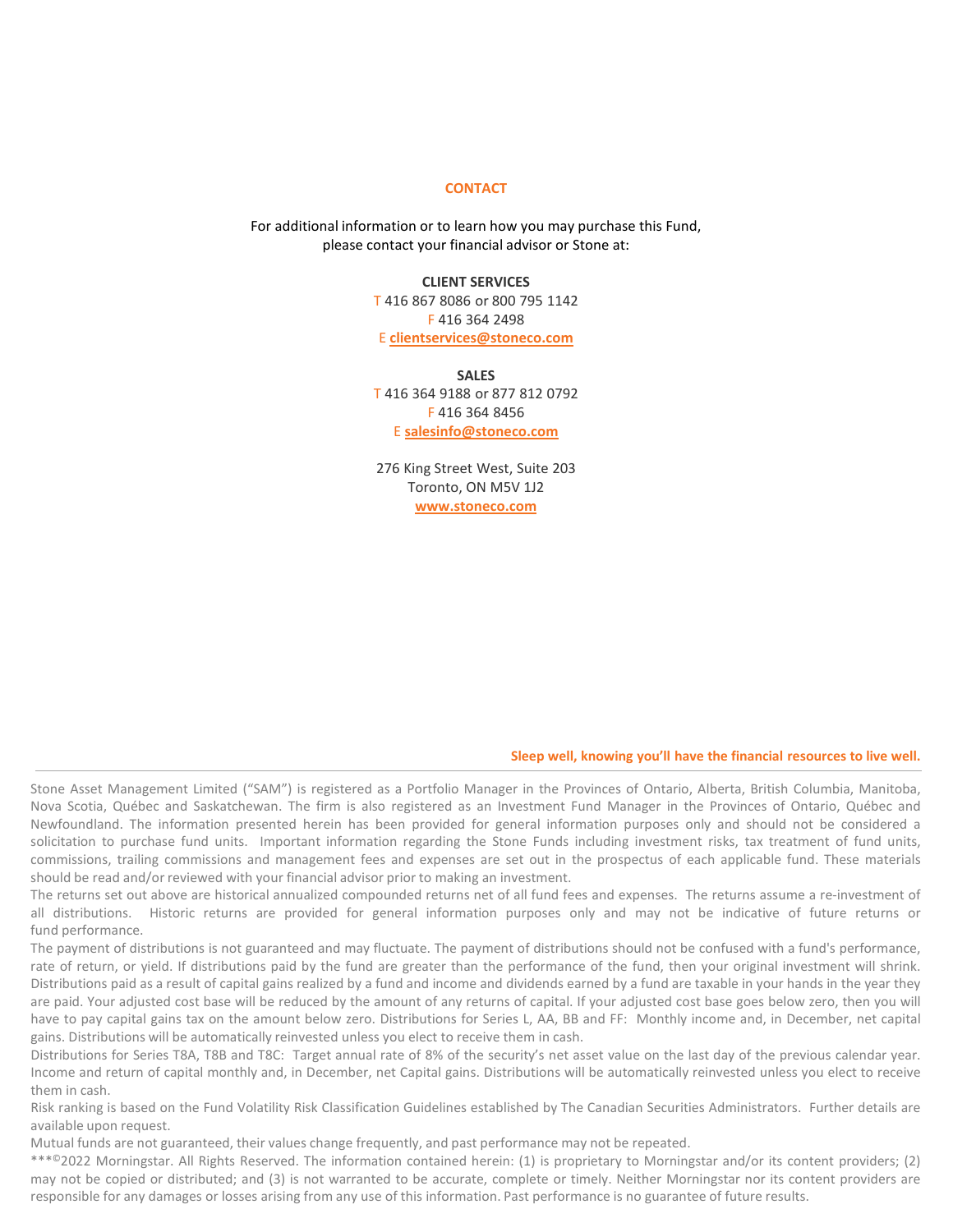## CONTACT

For additional information or to learn how you may purchase this Fund, please contact your financial advisor or Stone at:

**CLIENT SERVICES**
T 416 867 8086 or 800 795 1142
F 416 364 2498
E **clientservices@stoneco.com**

**SALES**
T 416 364 9188 or 877 812 0792
F 416 364 8456
E **salesinfo@stoneco.com**

276 King Street West, Suite 203
Toronto, ON M5V 1J2
**www.stoneco.com**

**Sleep well, knowing you'll have the financial resources to live well.**

---

Stone Asset Management Limited ("SAM") is registered as a Portfolio Manager in the Provinces of Ontario, Alberta, British Columbia, Manitoba, Nova Scotia, Québec and Saskatchewan. The firm is also registered as an Investment Fund Manager in the Provinces of Ontario, Québec and Newfoundland. The information presented herein has been provided for general information purposes only and should not be considered a solicitation to purchase fund units. Important information regarding the Stone Funds including investment risks, tax treatment of fund units, commissions, trailing commissions and management fees and expenses are set out in the prospectus of each applicable fund. These materials should be read and/or reviewed with your financial advisor prior to making an investment.

The returns set out above are historical annualized compounded returns net of all fund fees and expenses. The returns assume a re-investment of all distributions. Historic returns are provided for general information purposes only and may not be indicative of future returns or fund performance.

The payment of distributions is not guaranteed and may fluctuate. The payment of distributions should not be confused with a fund's performance, rate of return, or yield. If distributions paid by the fund are greater than the performance of the fund, then your original investment will shrink. Distributions paid as a result of capital gains realized by a fund and income and dividends earned by a fund are taxable in your hands in the year they are paid. Your adjusted cost base will be reduced by the amount of any returns of capital. If your adjusted cost base goes below zero, then you will have to pay capital gains tax on the amount below zero. Distributions for Series L, AA, BB and FF: Monthly income and, in December, net capital gains. Distributions will be automatically reinvested unless you elect to receive them in cash.

Distributions for Series T8A, T8B and T8C: Target annual rate of 8% of the security's net asset value on the last day of the previous calendar year. Income and return of capital monthly and, in December, net Capital gains. Distributions will be automatically reinvested unless you elect to receive them in cash.

Risk ranking is based on the Fund Volatility Risk Classification Guidelines established by The Canadian Securities Administrators. Further details are available upon request.

Mutual funds are not guaranteed, their values change frequently, and past performance may not be repeated.

***©2022 Morningstar. All Rights Reserved. The information contained herein: (1) is proprietary to Morningstar and/or its content providers; (2) may not be copied or distributed; and (3) is not warranted to be accurate, complete or timely. Neither Morningstar nor its content providers are responsible for any damages or losses arising from any use of this information. Past performance is no guarantee of future results.